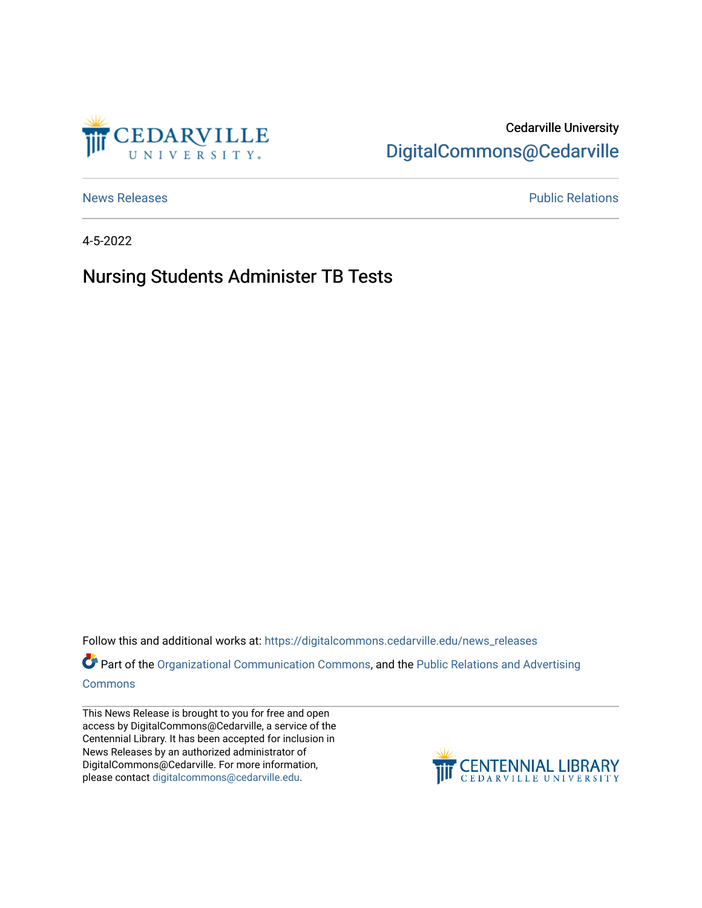Cedarville University

DigitalCommons@Cedarville

News Releases

Public Relations

4-5-2022

# Nursing Students Administer TB Tests

Follow this and additional works at: https://digitalcommons.cedarville.edu/news_releases

Part of the Organizational Communication Commons, and the Public Relations and Advertising Commons

This News Release is brought to you for free and open access by DigitalCommons@Cedarville, a service of the Centennial Library. It has been accepted for inclusion in News Releases by an authorized administrator of DigitalCommons@Cedarville. For more information, please contact digitalcommons@cedarville.edu.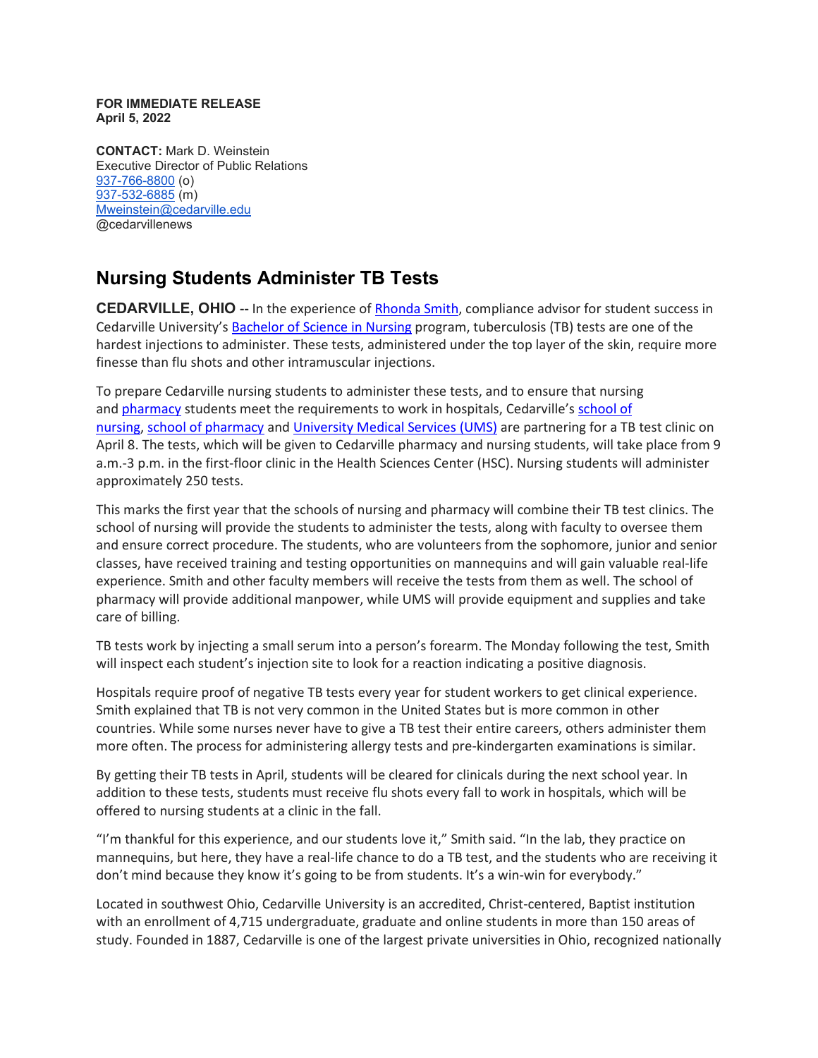**FOR IMMEDIATE RELEASE**
**April 5, 2022**

**CONTACT:** Mark D. Weinstein
Executive Director of Public Relations
[937-766-8800](tel:937-766-8800) (o)
[937-532-6885](tel:937-532-6885) (m)
[Mweinstein@cedarville.edu](mailto:Mweinstein@cedarville.edu)
@cedarvillenews

# Nursing Students Administer TB Tests

**CEDARVILLE, OHIO --** In the experience of Rhonda Smith, compliance advisor for student success in Cedarville University's Bachelor of Science in Nursing program, tuberculosis (TB) tests are one of the hardest injections to administer. These tests, administered under the top layer of the skin, require more finesse than flu shots and other intramuscular injections.

To prepare Cedarville nursing students to administer these tests, and to ensure that nursing and pharmacy students meet the requirements to work in hospitals, Cedarville's school of nursing, school of pharmacy and University Medical Services (UMS) are partnering for a TB test clinic on April 8. The tests, which will be given to Cedarville pharmacy and nursing students, will take place from 9 a.m.-3 p.m. in the first-floor clinic in the Health Sciences Center (HSC). Nursing students will administer approximately 250 tests.

This marks the first year that the schools of nursing and pharmacy will combine their TB test clinics. The school of nursing will provide the students to administer the tests, along with faculty to oversee them and ensure correct procedure. The students, who are volunteers from the sophomore, junior and senior classes, have received training and testing opportunities on mannequins and will gain valuable real-life experience. Smith and other faculty members will receive the tests from them as well. The school of pharmacy will provide additional manpower, while UMS will provide equipment and supplies and take care of billing.

TB tests work by injecting a small serum into a person's forearm. The Monday following the test, Smith will inspect each student's injection site to look for a reaction indicating a positive diagnosis.

Hospitals require proof of negative TB tests every year for student workers to get clinical experience. Smith explained that TB is not very common in the United States but is more common in other countries. While some nurses never have to give a TB test their entire careers, others administer them more often. The process for administering allergy tests and pre-kindergarten examinations is similar.

By getting their TB tests in April, students will be cleared for clinicals during the next school year. In addition to these tests, students must receive flu shots every fall to work in hospitals, which will be offered to nursing students at a clinic in the fall.

"I'm thankful for this experience, and our students love it," Smith said. "In the lab, they practice on mannequins, but here, they have a real-life chance to do a TB test, and the students who are receiving it don't mind because they know it's going to be from students. It's a win-win for everybody."

Located in southwest Ohio, Cedarville University is an accredited, Christ-centered, Baptist institution with an enrollment of 4,715 undergraduate, graduate and online students in more than 150 areas of study. Founded in 1887, Cedarville is one of the largest private universities in Ohio, recognized nationally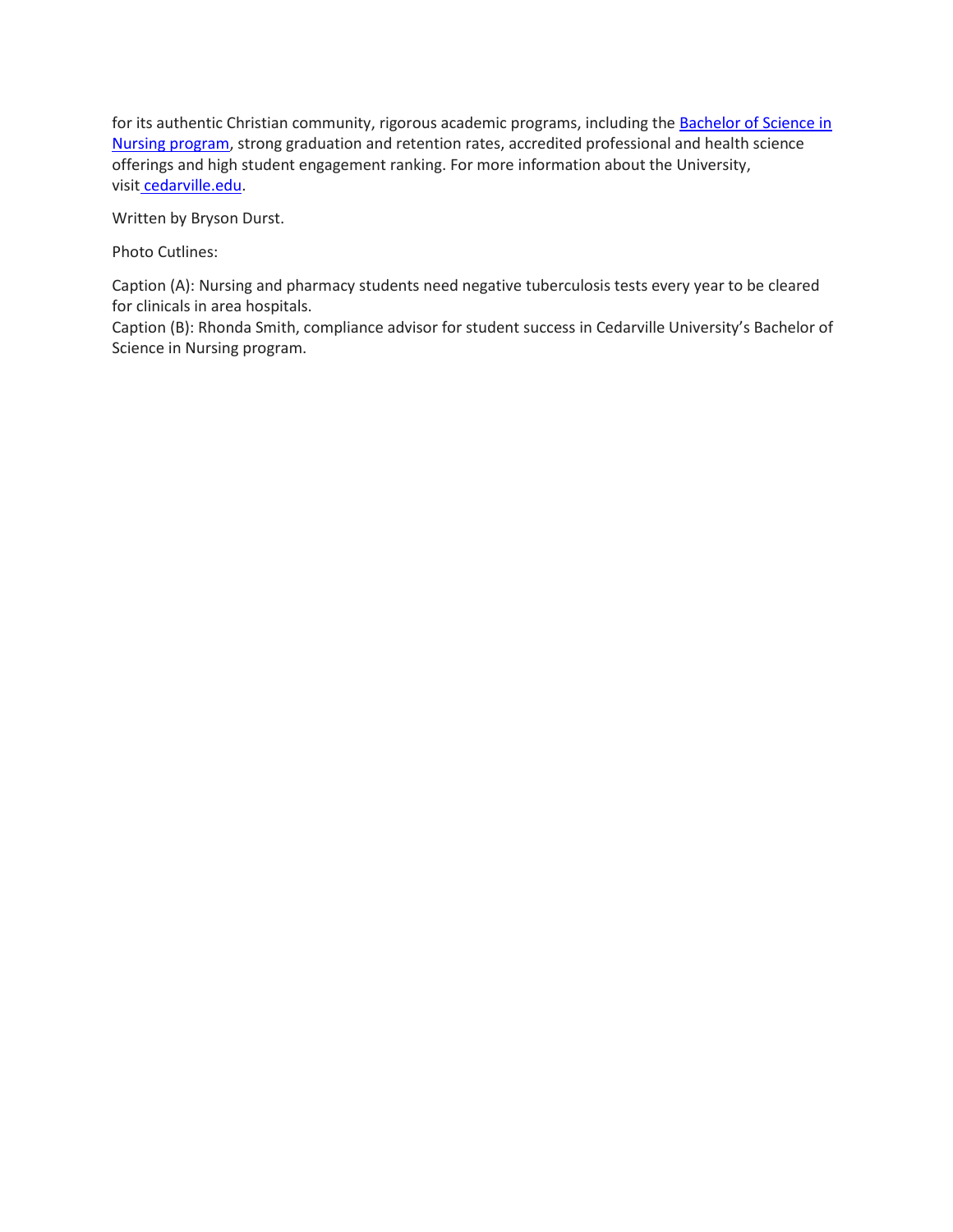for its authentic Christian community, rigorous academic programs, including the [Bachelor of Science in Nursing program](), strong graduation and retention rates, accredited professional and health science offerings and high student engagement ranking. For more information about the University, visit [cedarville.edu]().

Written by Bryson Durst.

Photo Cutlines:

Caption (A): Nursing and pharmacy students need negative tuberculosis tests every year to be cleared for clinicals in area hospitals.
Caption (B): Rhonda Smith, compliance advisor for student success in Cedarville University's Bachelor of Science in Nursing program.